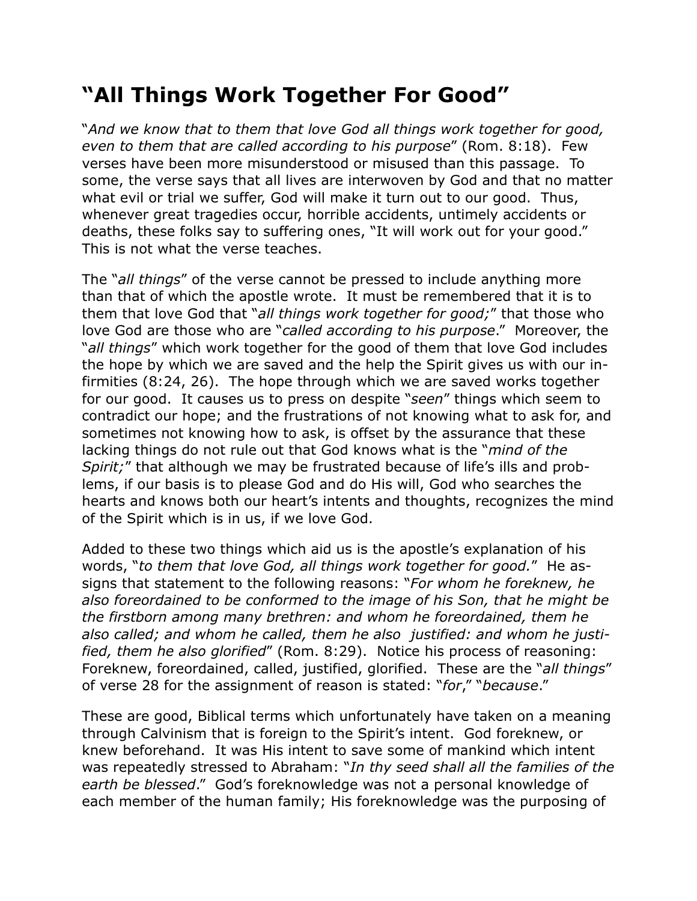# “All Things Work Together For Good”

“*And we know that to them that love God all things work together for good, even to them that are called according to his purpose*” (Rom. 8:18). Few verses have been more misunderstood or misused than this passage. To some, the verse says that all lives are interwoven by God and that no matter what evil or trial we suffer, God will make it turn out to our good. Thus, whenever great tragedies occur, horrible accidents, untimely accidents or deaths, these folks say to suffering ones, “It will work out for your good.” This is not what the verse teaches.

The “*all things*” of the verse cannot be pressed to include anything more than that of which the apostle wrote. It must be remembered that it is to them that love God that “*all things work together for good;*” that those who love God are those who are “*called according to his purpose*.” Moreover, the “*all things*” which work together for the good of them that love God includes the hope by which we are saved and the help the Spirit gives us with our infirmities (8:24, 26). The hope through which we are saved works together for our good. It causes us to press on despite “*seen*” things which seem to contradict our hope; and the frustrations of not knowing what to ask for, and sometimes not knowing how to ask, is offset by the assurance that these lacking things do not rule out that God knows what is the “*mind of the Spirit;*” that although we may be frustrated because of life’s ills and problems, if our basis is to please God and do His will, God who searches the hearts and knows both our heart’s intents and thoughts, recognizes the mind of the Spirit which is in us, if we love God.

Added to these two things which aid us is the apostle’s explanation of his words, “*to them that love God, all things work together for good.*” He assigns that statement to the following reasons: “*For whom he foreknew, he also foreordained to be conformed to the image of his Son, that he might be the firstborn among many brethren: and whom he foreordained, them he also called; and whom he called, them he also justified: and whom he justified, them he also glorified*” (Rom. 8:29). Notice his process of reasoning: Foreknew, foreordained, called, justified, glorified. These are the “*all things*” of verse 28 for the assignment of reason is stated: “*for*,” “*because*.”

These are good, Biblical terms which unfortunately have taken on a meaning through Calvinism that is foreign to the Spirit’s intent. God foreknew, or knew beforehand. It was His intent to save some of mankind which intent was repeatedly stressed to Abraham: “*In thy seed shall all the families of the earth be blessed*.” God’s foreknowledge was not a personal knowledge of each member of the human family; His foreknowledge was the purposing of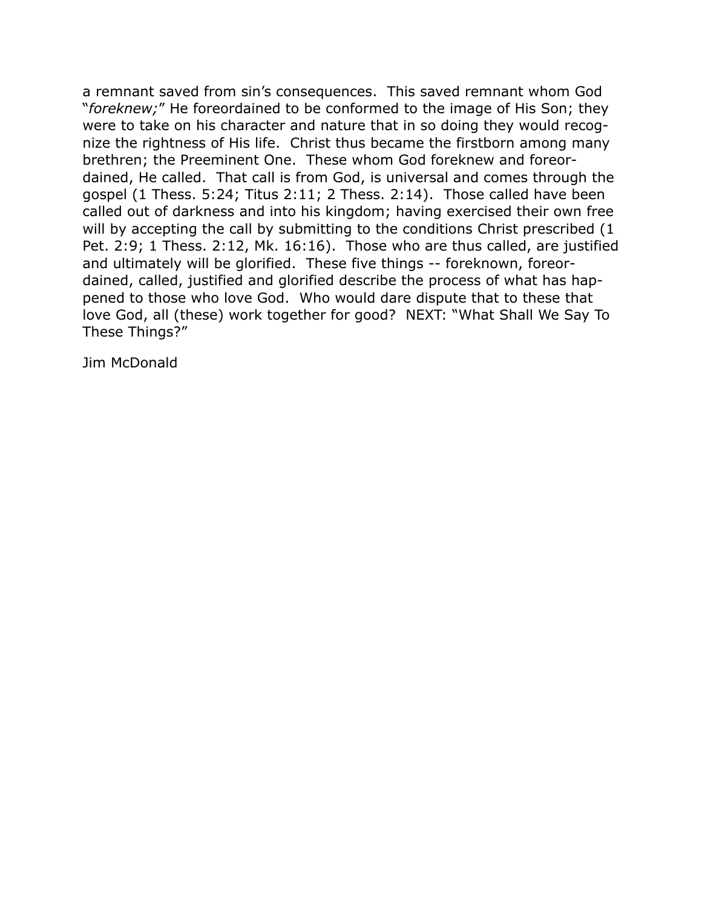a remnant saved from sin's consequences. This saved remnant whom God "*foreknew;*" He foreordained to be conformed to the image of His Son; they were to take on his character and nature that in so doing they would recognize the rightness of His life. Christ thus became the firstborn among many brethren; the Preeminent One. These whom God foreknew and foreordained, He called. That call is from God, is universal and comes through the gospel (1 Thess. 5:24; Titus 2:11; 2 Thess. 2:14). Those called have been called out of darkness and into his kingdom; having exercised their own free will by accepting the call by submitting to the conditions Christ prescribed (1 Pet. 2:9; 1 Thess. 2:12, Mk. 16:16). Those who are thus called, are justified and ultimately will be glorified. These five things -- foreknown, foreordained, called, justified and glorified describe the process of what has happened to those who love God. Who would dare dispute that to these that love God, all (these) work together for good? NEXT: "What Shall We Say To These Things?"

Jim McDonald